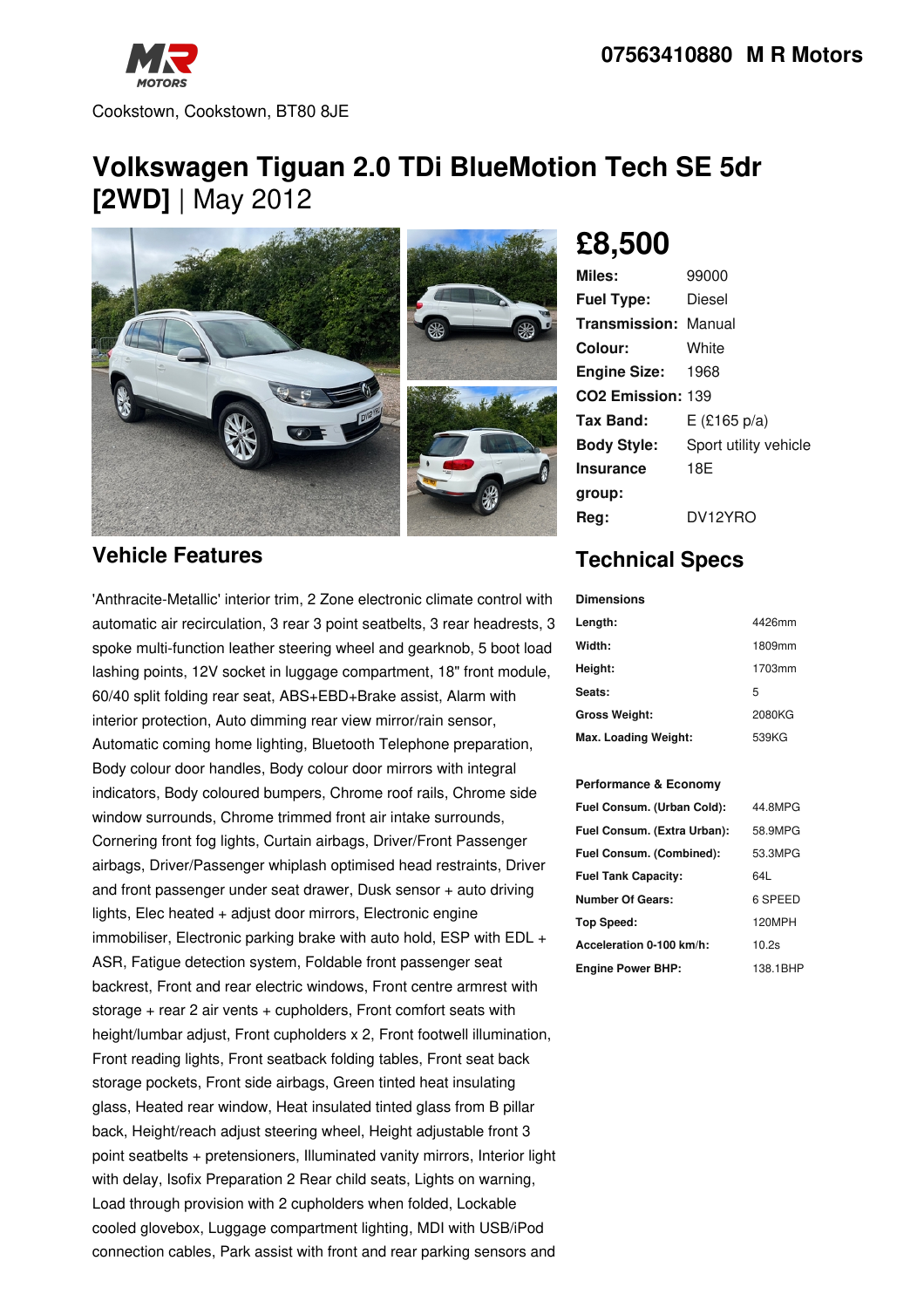**07563410880 M R Motors**

Cookstown, Cookstown, BT80 8JE

# Volkswagen Tiguan 2.0 TDi BlueMotion Tech SE 5dr [2WD] | May 2012

## £8,500

| | |
|---|---|
| **Miles:** | 99000 |
| **Fuel Type:** | Diesel |
| **Transmission:** | Manual |
| **Colour:** | White |
| **Engine Size:** | 1968 |
| **CO2 Emission:** | 139 |
| **Tax Band:** | E (£165 p/a) |
| **Body Style:** | Sport utility vehicle |
| **Insurance group:** | 18E |
| **Reg:** | DV12YRO |

## Vehicle Features

'Anthracite-Metallic' interior trim, 2 Zone electronic climate control with automatic air recirculation, 3 rear 3 point seatbelts, 3 rear headrests, 3 spoke multi-function leather steering wheel and gearknob, 5 boot load lashing points, 12V socket in luggage compartment, 18" front module, 60/40 split folding rear seat, ABS+EBD+Brake assist, Alarm with interior protection, Auto dimming rear view mirror/rain sensor, Automatic coming home lighting, Bluetooth Telephone preparation, Body colour door handles, Body colour door mirrors with integral indicators, Body coloured bumpers, Chrome roof rails, Chrome side window surrounds, Chrome trimmed front air intake surrounds, Cornering front fog lights, Curtain airbags, Driver/Front Passenger airbags, Driver/Passenger whiplash optimised head restraints, Driver and front passenger under seat drawer, Dusk sensor + auto driving lights, Elec heated + adjust door mirrors, Electronic engine immobiliser, Electronic parking brake with auto hold, ESP with EDL + ASR, Fatigue detection system, Foldable front passenger seat backrest, Front and rear electric windows, Front centre armrest with storage + rear 2 air vents + cupholders, Front comfort seats with height/lumbar adjust, Front cupholders x 2, Front footwell illumination, Front reading lights, Front seatback folding tables, Front seat back storage pockets, Front side airbags, Green tinted heat insulating glass, Heated rear window, Heat insulated tinted glass from B pillar back, Height/reach adjust steering wheel, Height adjustable front 3 point seatbelts + pretensioners, Illuminated vanity mirrors, Interior light with delay, Isofix Preparation 2 Rear child seats, Lights on warning, Load through provision with 2 cupholders when folded, Lockable cooled glovebox, Luggage compartment lighting, MDI with USB/iPod connection cables, Park assist with front and rear parking sensors and

## Technical Specs

**Dimensions**

| | |
|---|---|
| **Length:** | 4426mm |
| **Width:** | 1809mm |
| **Height:** | 1703mm |
| **Seats:** | 5 |
| **Gross Weight:** | 2080KG |
| **Max. Loading Weight:** | 539KG |

**Performance & Economy**

| | |
|---|---|
| **Fuel Consum. (Urban Cold):** | 44.8MPG |
| **Fuel Consum. (Extra Urban):** | 58.9MPG |
| **Fuel Consum. (Combined):** | 53.3MPG |
| **Fuel Tank Capacity:** | 64L |
| **Number Of Gears:** | 6 SPEED |
| **Top Speed:** | 120MPH |
| **Acceleration 0-100 km/h:** | 10.2s |
| **Engine Power BHP:** | 138.1BHP |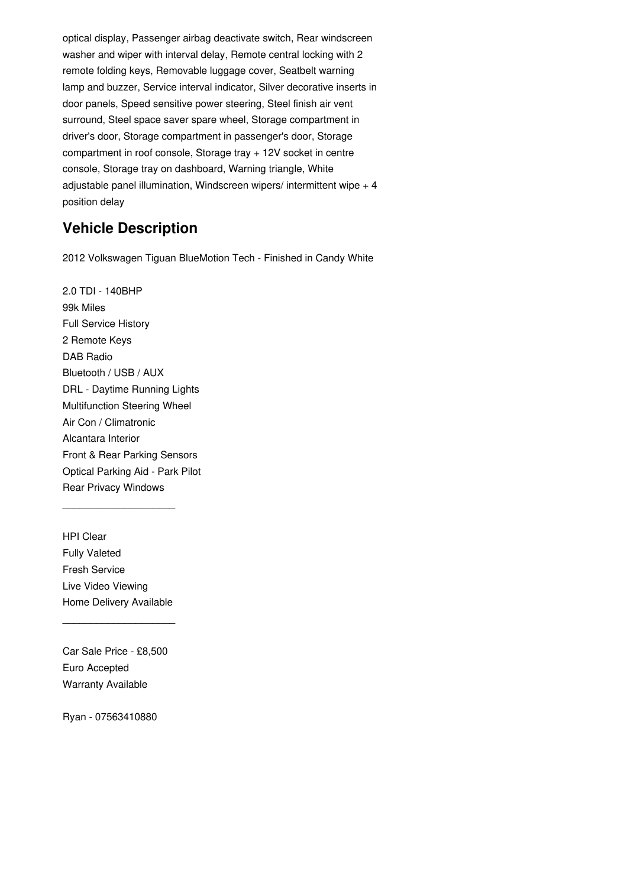optical display, Passenger airbag deactivate switch, Rear windscreen washer and wiper with interval delay, Remote central locking with 2 remote folding keys, Removable luggage cover, Seatbelt warning lamp and buzzer, Service interval indicator, Silver decorative inserts in door panels, Speed sensitive power steering, Steel finish air vent surround, Steel space saver spare wheel, Storage compartment in driver's door, Storage compartment in passenger's door, Storage compartment in roof console, Storage tray + 12V socket in centre console, Storage tray on dashboard, Warning triangle, White adjustable panel illumination, Windscreen wipers/ intermittent wipe + 4 position delay

## Vehicle Description

2012 Volkswagen Tiguan BlueMotion Tech - Finished in Candy White

2.0 TDI - 140BHP
99k Miles
Full Service History
2 Remote Keys
DAB Radio
Bluetooth / USB / AUX
DRL - Daytime Running Lights
Multifunction Steering Wheel
Air Con / Climatronic
Alcantara Interior
Front & Rear Parking Sensors
Optical Parking Aid - Park Pilot
Rear Privacy Windows

\_\_\_\_\_\_\_\_\_\_\_\_\_\_\_\_\_\_\_\_

HPI Clear
Fully Valeted
Fresh Service
Live Video Viewing
Home Delivery Available

\_\_\_\_\_\_\_\_\_\_\_\_\_\_\_\_\_\_\_\_

Car Sale Price - £8,500
Euro Accepted
Warranty Available

Ryan - 07563410880